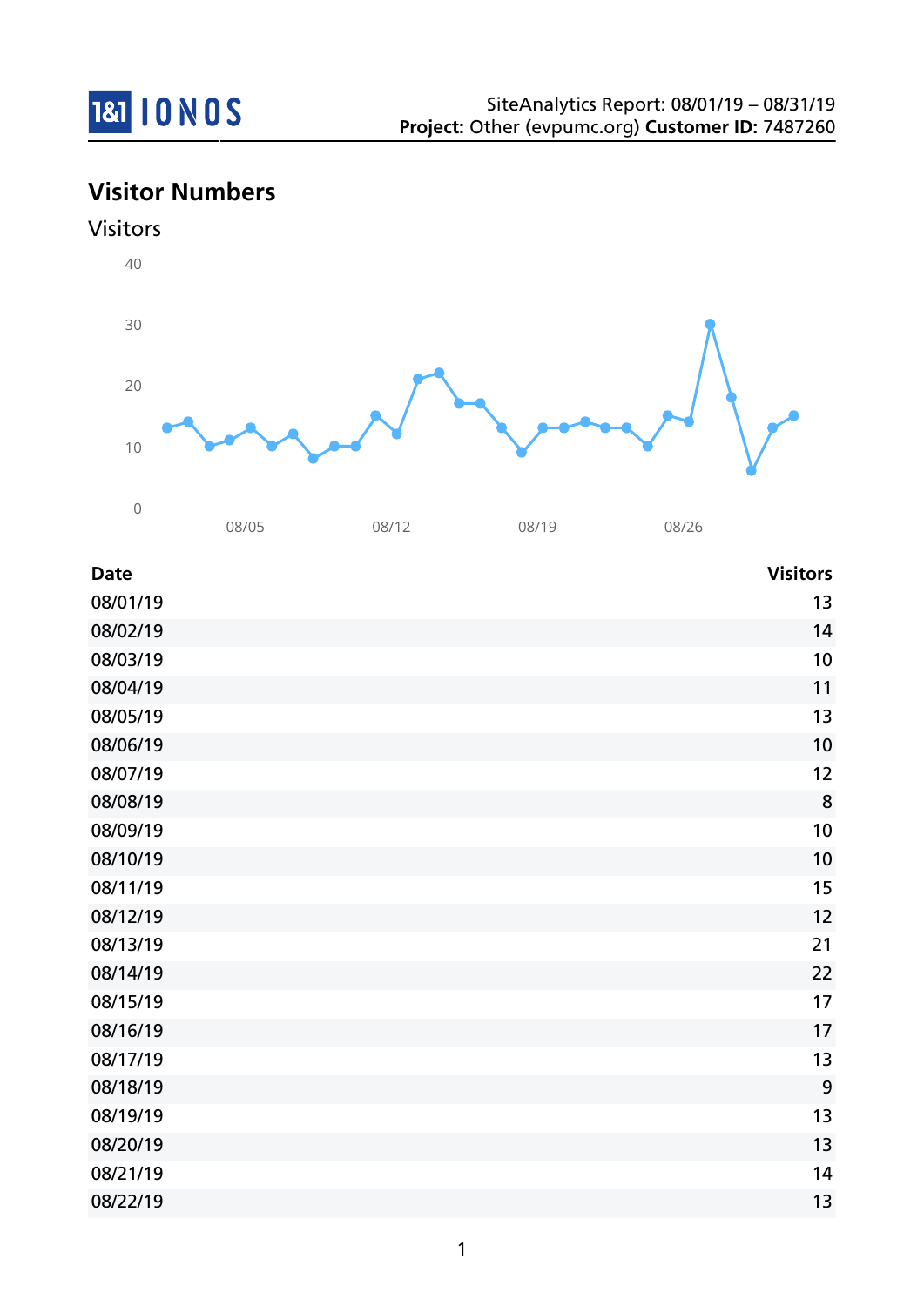SiteAnalytics Report: 08/01/19 – 08/31/19
**Project:** Other (evpumc.org) **Customer ID:** 7487260

## Visitor Numbers

### Visitors

| Date | Visitors |
| --- | --- |
| 08/01/19 | 13 |
| 08/02/19 | 14 |
| 08/03/19 | 10 |
| 08/04/19 | 11 |
| 08/05/19 | 13 |
| 08/06/19 | 10 |
| 08/07/19 | 12 |
| 08/08/19 | 8 |
| 08/09/19 | 10 |
| 08/10/19 | 10 |
| 08/11/19 | 15 |
| 08/12/19 | 12 |
| 08/13/19 | 21 |
| 08/14/19 | 22 |
| 08/15/19 | 17 |
| 08/16/19 | 17 |
| 08/17/19 | 13 |
| 08/18/19 | 9 |
| 08/19/19 | 13 |
| 08/20/19 | 13 |
| 08/21/19 | 14 |
| 08/22/19 | 13 |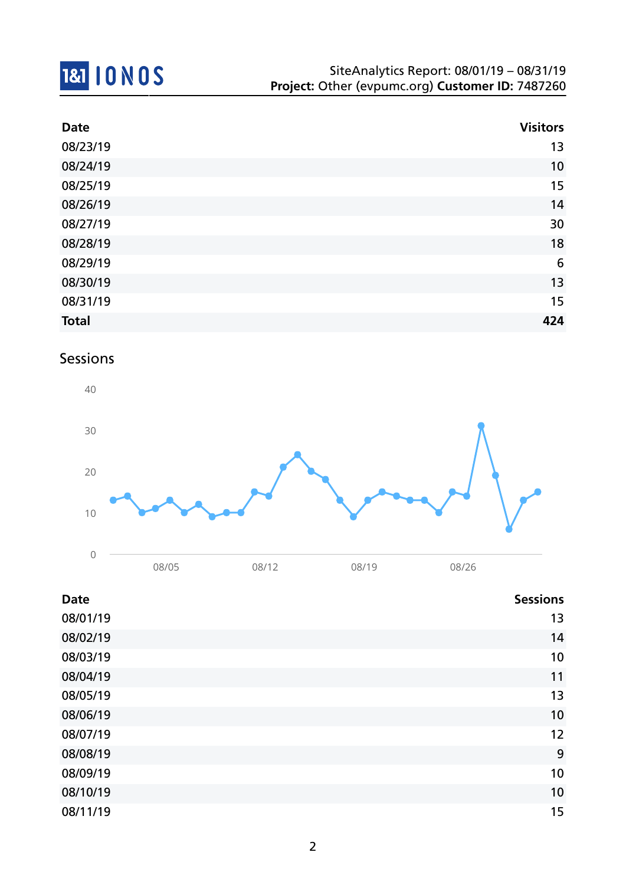| Date | Visitors |
|---|---|
| 08/23/19 | 13 |
| 08/24/19 | 10 |
| 08/25/19 | 15 |
| 08/26/19 | 14 |
| 08/27/19 | 30 |
| 08/28/19 | 18 |
| 08/29/19 | 6 |
| 08/30/19 | 13 |
| 08/31/19 | 15 |
| **Total** | **424** |

## Sessions

| Date | Sessions |
|---|---|
| 08/01/19 | 13 |
| 08/02/19 | 14 |
| 08/03/19 | 10 |
| 08/04/19 | 11 |
| 08/05/19 | 13 |
| 08/06/19 | 10 |
| 08/07/19 | 12 |
| 08/08/19 | 9 |
| 08/09/19 | 10 |
| 08/10/19 | 10 |
| 08/11/19 | 15 |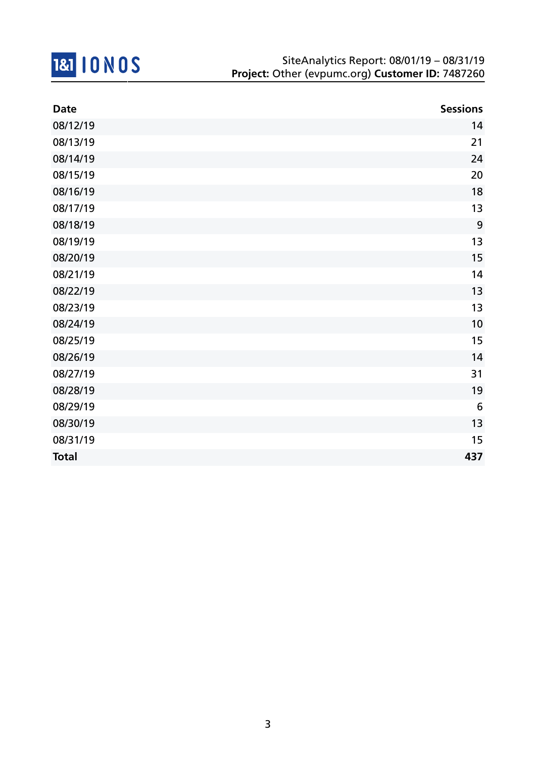| Date | Sessions |
| --- | --- |
| 08/12/19 | 14 |
| 08/13/19 | 21 |
| 08/14/19 | 24 |
| 08/15/19 | 20 |
| 08/16/19 | 18 |
| 08/17/19 | 13 |
| 08/18/19 | 9 |
| 08/19/19 | 13 |
| 08/20/19 | 15 |
| 08/21/19 | 14 |
| 08/22/19 | 13 |
| 08/23/19 | 13 |
| 08/24/19 | 10 |
| 08/25/19 | 15 |
| 08/26/19 | 14 |
| 08/27/19 | 31 |
| 08/28/19 | 19 |
| 08/29/19 | 6 |
| 08/30/19 | 13 |
| 08/31/19 | 15 |
| **Total** | **437** |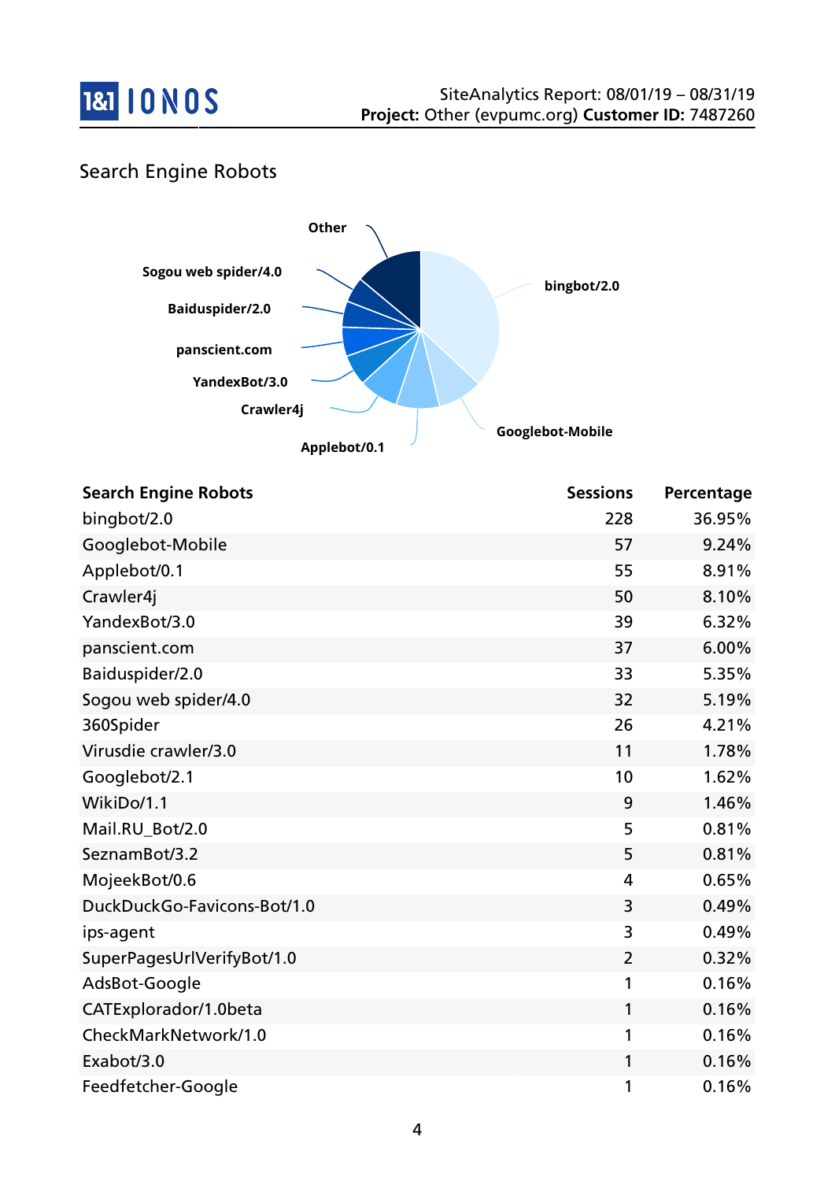# Search Engine Robots

| Search Engine Robots | Sessions | Percentage |
|---|---|---|
| bingbot/2.0 | 228 | 36.95% |
| Googlebot-Mobile | 57 | 9.24% |
| Applebot/0.1 | 55 | 8.91% |
| Crawler4j | 50 | 8.10% |
| YandexBot/3.0 | 39 | 6.32% |
| panscient.com | 37 | 6.00% |
| Baiduspider/2.0 | 33 | 5.35% |
| Sogou web spider/4.0 | 32 | 5.19% |
| 360Spider | 26 | 4.21% |
| Virusdie crawler/3.0 | 11 | 1.78% |
| Googlebot/2.1 | 10 | 1.62% |
| WikiDo/1.1 | 9 | 1.46% |
| Mail.RU_Bot/2.0 | 5 | 0.81% |
| SeznamBot/3.2 | 5 | 0.81% |
| MojeekBot/0.6 | 4 | 0.65% |
| DuckDuckGo-Favicons-Bot/1.0 | 3 | 0.49% |
| ips-agent | 3 | 0.49% |
| SuperPagesUrlVerifyBot/1.0 | 2 | 0.32% |
| AdsBot-Google | 1 | 0.16% |
| CATExplorador/1.0beta | 1 | 0.16% |
| CheckMarkNetwork/1.0 | 1 | 0.16% |
| Exabot/3.0 | 1 | 0.16% |
| Feedfetcher-Google | 1 | 0.16% |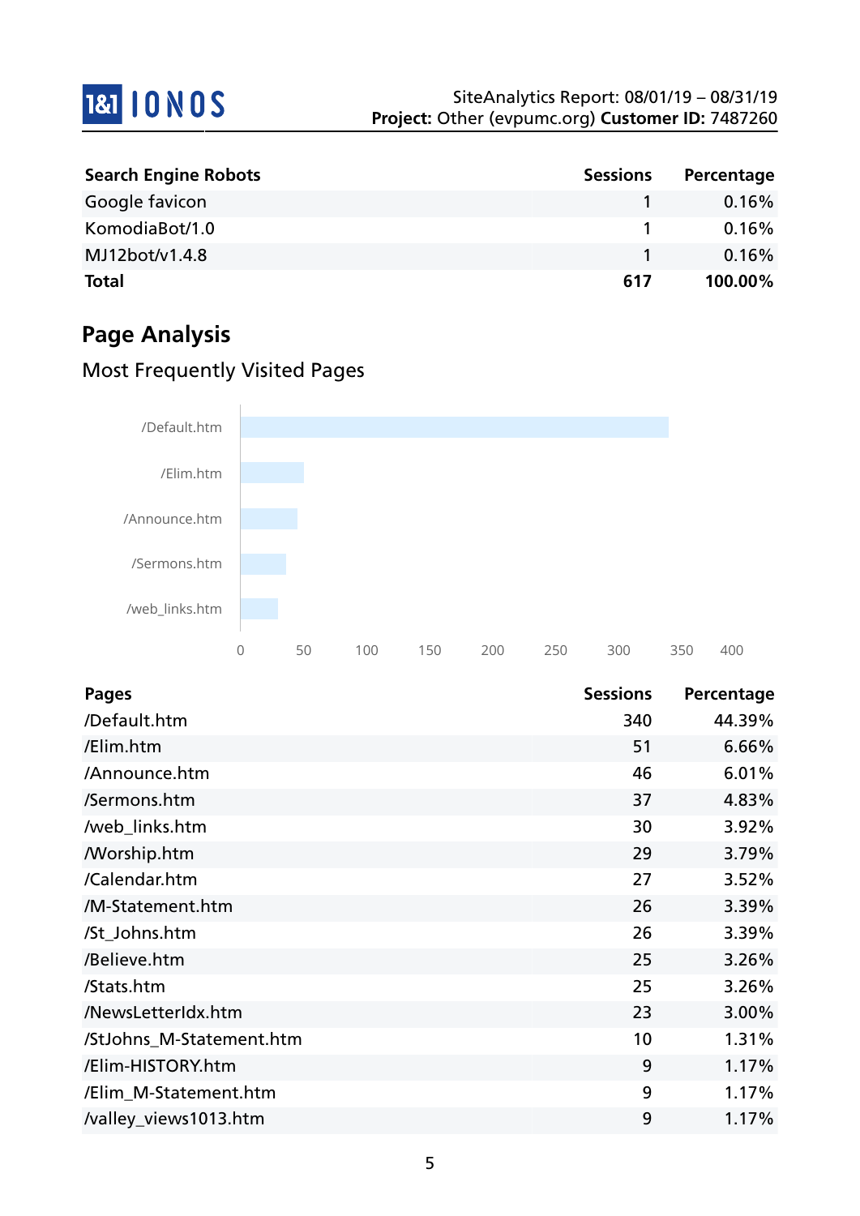| Search Engine Robots | Sessions | Percentage |
|---|---|---|
| Google favicon | 1 | 0.16% |
| KomodiaBot/1.0 | 1 | 0.16% |
| MJ12bot/v1.4.8 | 1 | 0.16% |
| **Total** | **617** | **100.00%** |

## Page Analysis

### Most Frequently Visited Pages

| Pages | Sessions | Percentage |
|---|---|---|
| /Default.htm | 340 | 44.39% |
| /Elim.htm | 51 | 6.66% |
| /Announce.htm | 46 | 6.01% |
| /Sermons.htm | 37 | 4.83% |
| /web_links.htm | 30 | 3.92% |
| /Worship.htm | 29 | 3.79% |
| /Calendar.htm | 27 | 3.52% |
| /M-Statement.htm | 26 | 3.39% |
| /St_Johns.htm | 26 | 3.39% |
| /Believe.htm | 25 | 3.26% |
| /Stats.htm | 25 | 3.26% |
| /NewsLetterIdx.htm | 23 | 3.00% |
| /StJohns_M-Statement.htm | 10 | 1.31% |
| /Elim-HISTORY.htm | 9 | 1.17% |
| /Elim_M-Statement.htm | 9 | 1.17% |
| /valley_views1013.htm | 9 | 1.17% |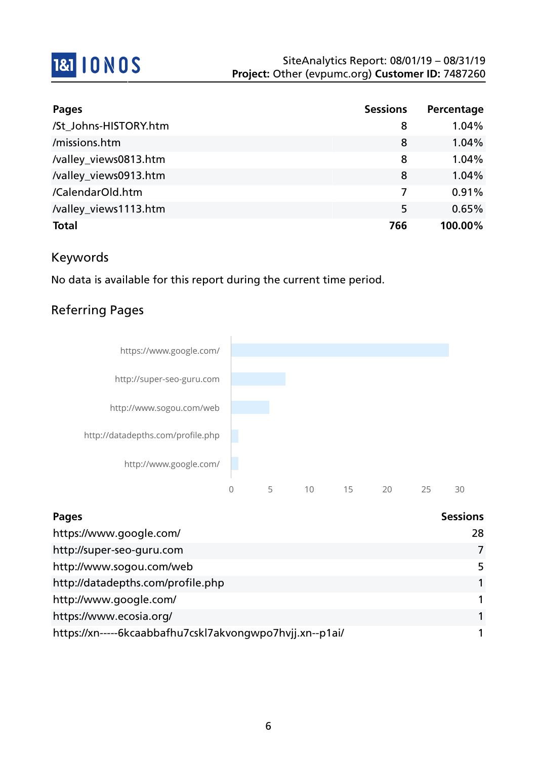| Pages | Sessions | Percentage |
|---|---|---|
| /St_Johns-HISTORY.htm | 8 | 1.04% |
| /missions.htm | 8 | 1.04% |
| /valley_views0813.htm | 8 | 1.04% |
| /valley_views0913.htm | 8 | 1.04% |
| /CalendarOld.htm | 7 | 0.91% |
| /valley_views1113.htm | 5 | 0.65% |
| **Total** | **766** | **100.00%** |

## Keywords

No data is available for this report during the current time period.

## Referring Pages

| Pages | Sessions |
|---|---|
| https://www.google.com/ | 28 |
| http://super-seo-guru.com | 7 |
| http://www.sogou.com/web | 5 |
| http://datadepths.com/profile.php | 1 |
| http://www.google.com/ | 1 |
| https://www.ecosia.org/ | 1 |
| https://xn-----6kcaabbafhu7cskl7akvongwpo7hvjj.xn--p1ai/ | 1 |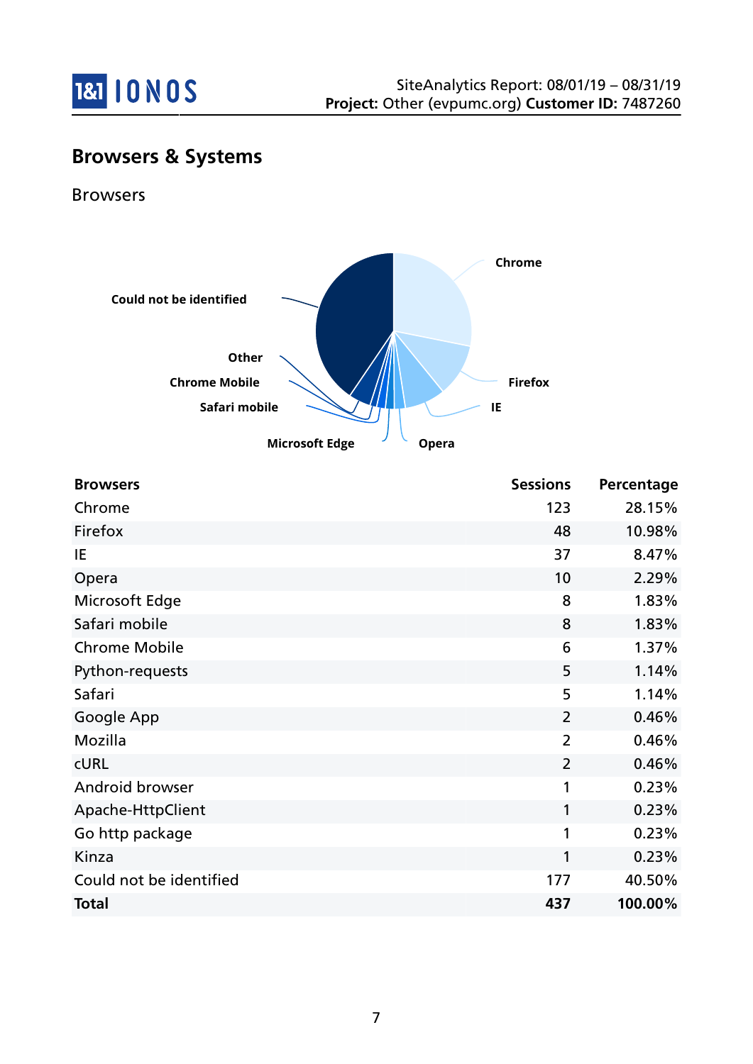## Browsers & Systems

### Browsers

| Browsers | Sessions | Percentage |
|---|---|---|
| Chrome | 123 | 28.15% |
| Firefox | 48 | 10.98% |
| IE | 37 | 8.47% |
| Opera | 10 | 2.29% |
| Microsoft Edge | 8 | 1.83% |
| Safari mobile | 8 | 1.83% |
| Chrome Mobile | 6 | 1.37% |
| Python-requests | 5 | 1.14% |
| Safari | 5 | 1.14% |
| Google App | 2 | 0.46% |
| Mozilla | 2 | 0.46% |
| cURL | 2 | 0.46% |
| Android browser | 1 | 0.23% |
| Apache-HttpClient | 1 | 0.23% |
| Go http package | 1 | 0.23% |
| Kinza | 1 | 0.23% |
| Could not be identified | 177 | 40.50% |
| **Total** | **437** | **100.00%** |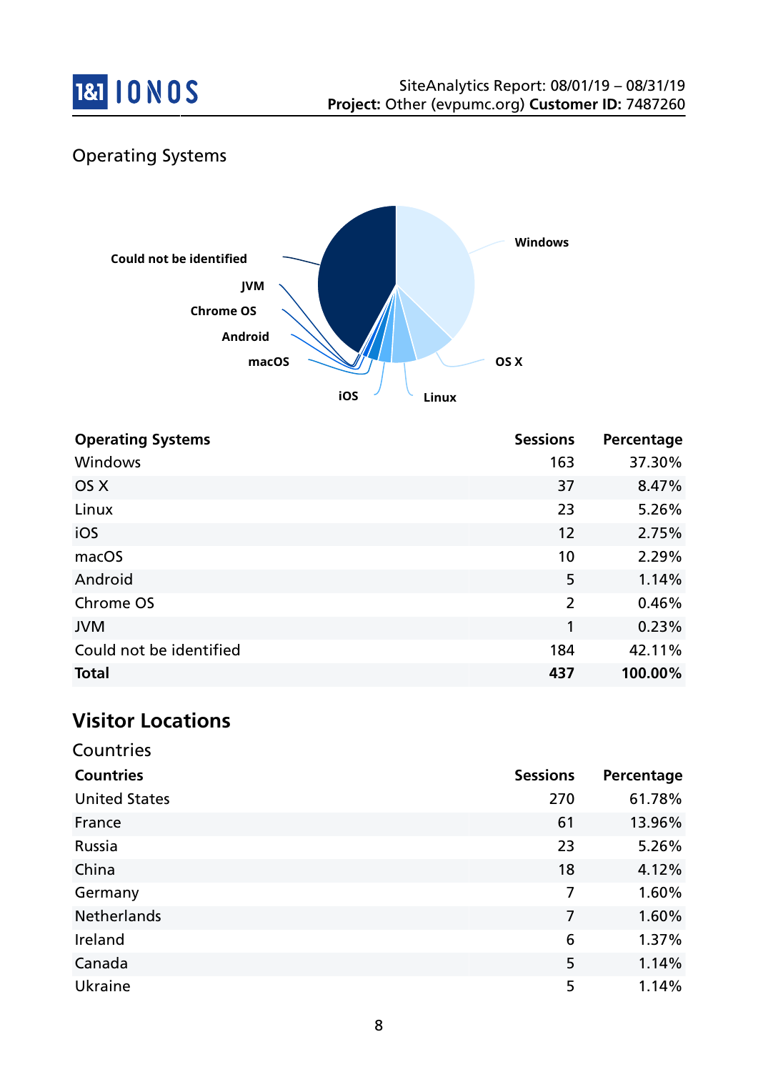## Operating Systems

| Operating Systems | Sessions | Percentage |
|---|---|---|
| Windows | 163 | 37.30% |
| OS X | 37 | 8.47% |
| Linux | 23 | 5.26% |
| iOS | 12 | 2.75% |
| macOS | 10 | 2.29% |
| Android | 5 | 1.14% |
| Chrome OS | 2 | 0.46% |
| JVM | 1 | 0.23% |
| Could not be identified | 184 | 42.11% |
| **Total** | **437** | **100.00%** |

# Visitor Locations

## Countries

| Countries | Sessions | Percentage |
|---|---|---|
| United States | 270 | 61.78% |
| France | 61 | 13.96% |
| Russia | 23 | 5.26% |
| China | 18 | 4.12% |
| Germany | 7 | 1.60% |
| Netherlands | 7 | 1.60% |
| Ireland | 6 | 1.37% |
| Canada | 5 | 1.14% |
| Ukraine | 5 | 1.14% |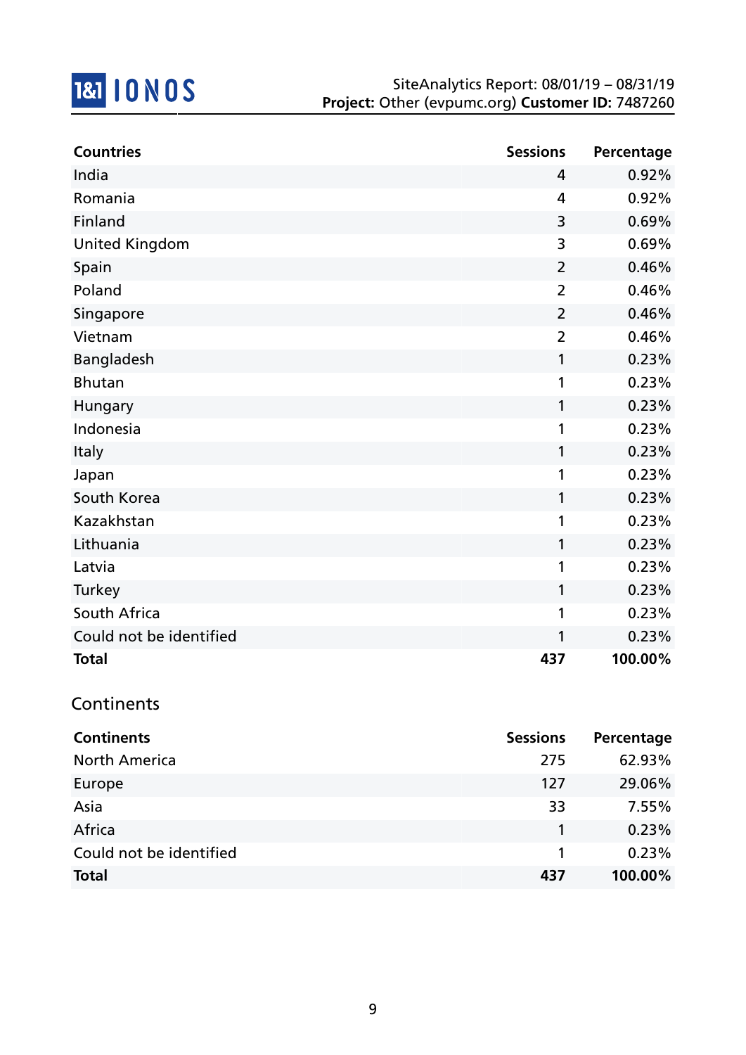| Countries | Sessions | Percentage |
|---|---|---|
| India | 4 | 0.92% |
| Romania | 4 | 0.92% |
| Finland | 3 | 0.69% |
| United Kingdom | 3 | 0.69% |
| Spain | 2 | 0.46% |
| Poland | 2 | 0.46% |
| Singapore | 2 | 0.46% |
| Vietnam | 2 | 0.46% |
| Bangladesh | 1 | 0.23% |
| Bhutan | 1 | 0.23% |
| Hungary | 1 | 0.23% |
| Indonesia | 1 | 0.23% |
| Italy | 1 | 0.23% |
| Japan | 1 | 0.23% |
| South Korea | 1 | 0.23% |
| Kazakhstan | 1 | 0.23% |
| Lithuania | 1 | 0.23% |
| Latvia | 1 | 0.23% |
| Turkey | 1 | 0.23% |
| South Africa | 1 | 0.23% |
| Could not be identified | 1 | 0.23% |
| **Total** | **437** | **100.00%** |

## Continents

| Continents | Sessions | Percentage |
|---|---|---|
| North America | 275 | 62.93% |
| Europe | 127 | 29.06% |
| Asia | 33 | 7.55% |
| Africa | 1 | 0.23% |
| Could not be identified | 1 | 0.23% |
| **Total** | **437** | **100.00%** |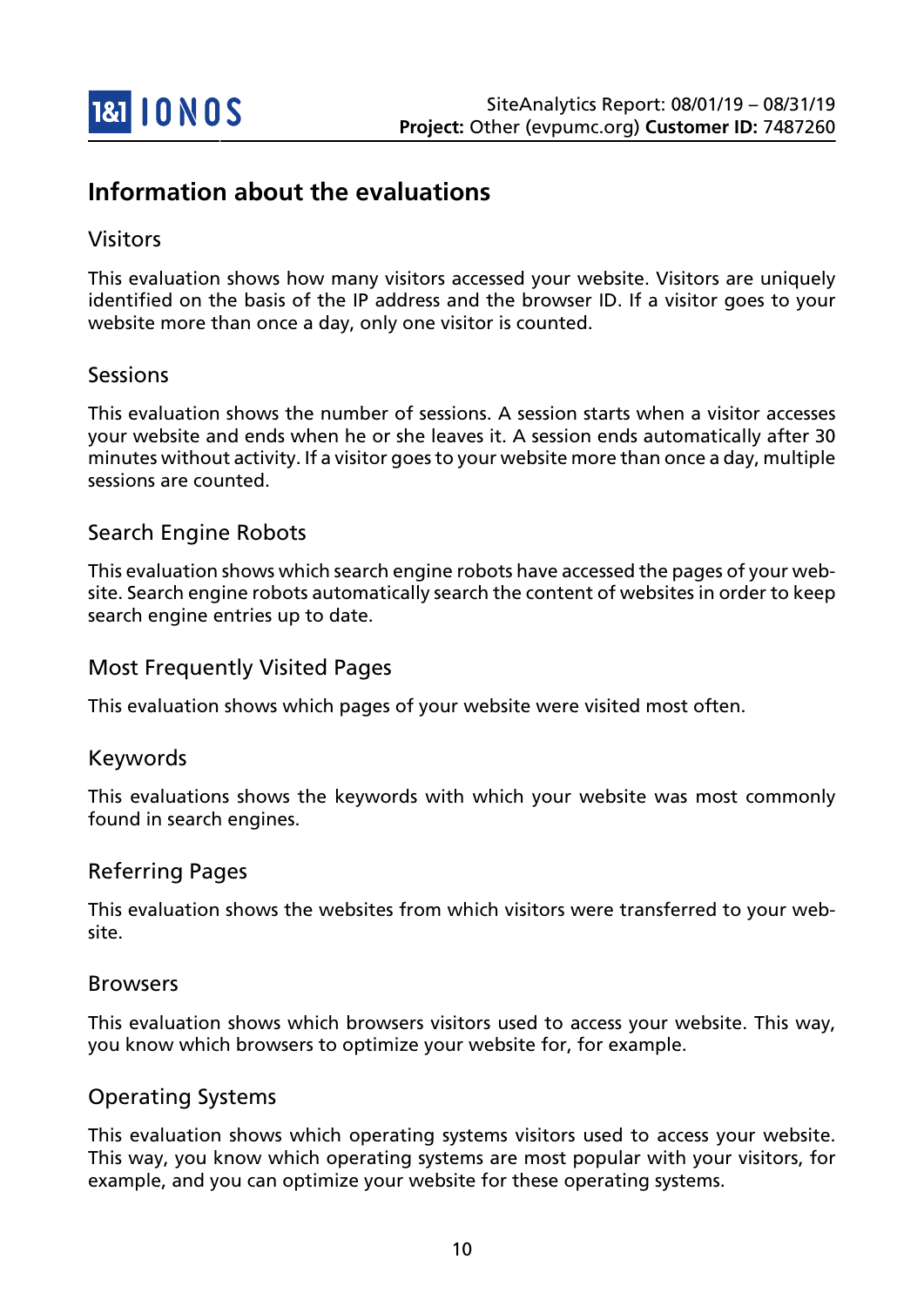# Information about the evaluations

## Visitors

This evaluation shows how many visitors accessed your website. Visitors are uniquely identified on the basis of the IP address and the browser ID. If a visitor goes to your website more than once a day, only one visitor is counted.

## Sessions

This evaluation shows the number of sessions. A session starts when a visitor accesses your website and ends when he or she leaves it. A session ends automatically after 30 minutes without activity. If a visitor goes to your website more than once a day, multiple sessions are counted.

## Search Engine Robots

This evaluation shows which search engine robots have accessed the pages of your website. Search engine robots automatically search the content of websites in order to keep search engine entries up to date.

## Most Frequently Visited Pages

This evaluation shows which pages of your website were visited most often.

## Keywords

This evaluations shows the keywords with which your website was most commonly found in search engines.

## Referring Pages

This evaluation shows the websites from which visitors were transferred to your website.

## Browsers

This evaluation shows which browsers visitors used to access your website. This way, you know which browsers to optimize your website for, for example.

## Operating Systems

This evaluation shows which operating systems visitors used to access your website. This way, you know which operating systems are most popular with your visitors, for example, and you can optimize your website for these operating systems.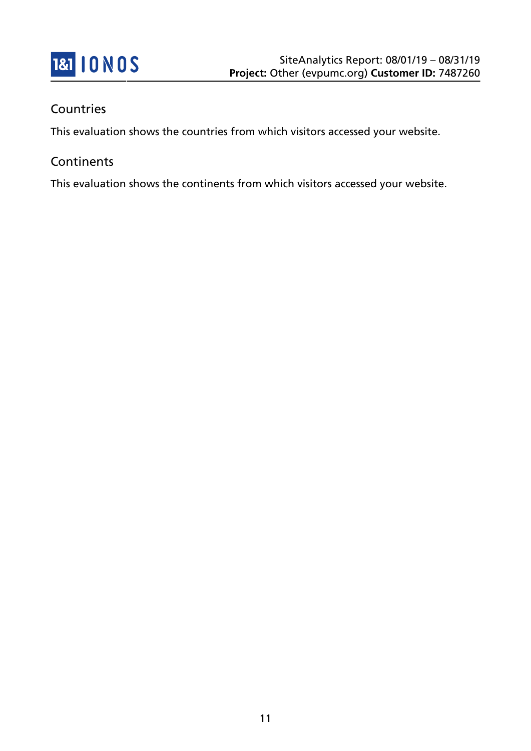## Countries

This evaluation shows the countries from which visitors accessed your website.

## Continents

This evaluation shows the continents from which visitors accessed your website.